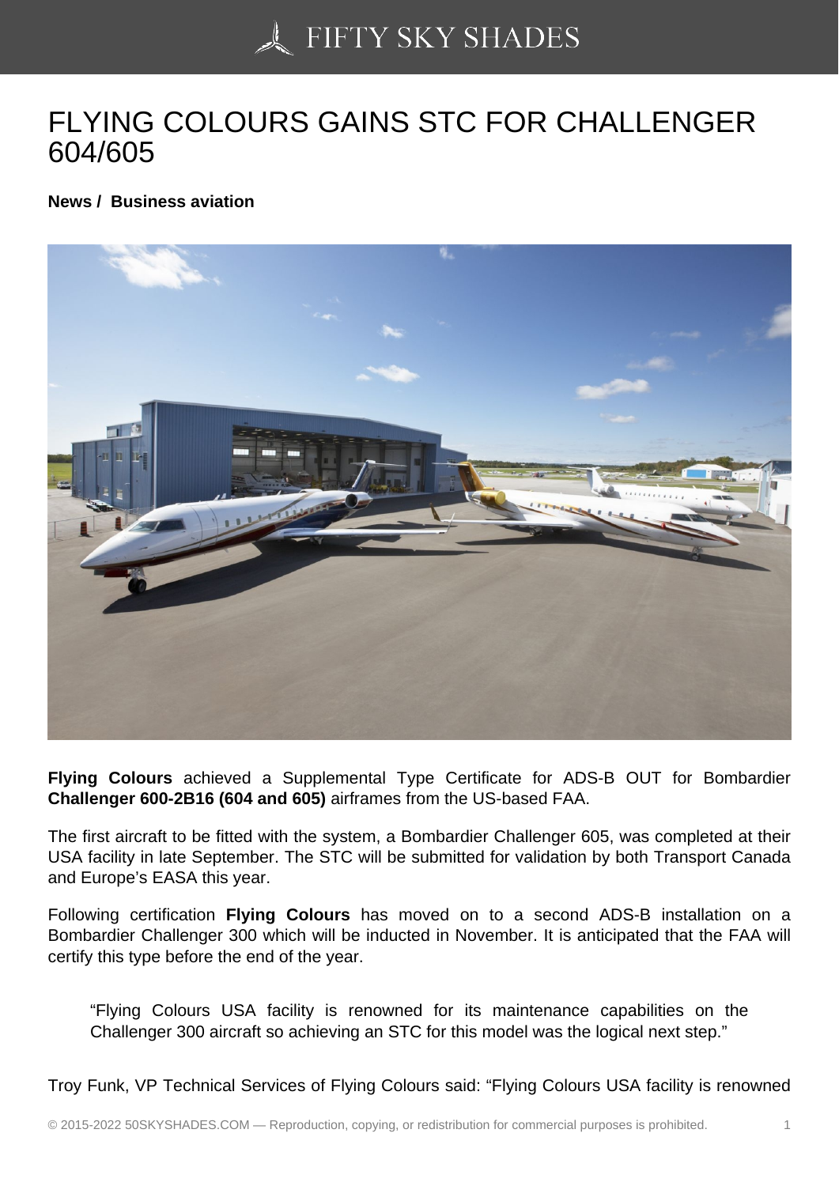# FLYING COLOURS GAINS STC FOR CHALLENGER 604/605

**News / Business aviation**

**Flying Colours** achieved a Supplemental Type Certificate for ADS-B OUT for Bombardier **Challenger 600-2B16 (604 and 605)** airframes from the US-based FAA.

The first aircraft to be fitted with the system, a Bombardier Challenger 605, was completed at their USA facility in late September. The STC will be submitted for validation by both Transport Canada and Europe's EASA this year.

Following certification **Flying Colours** has moved on to a second ADS-B installation on a Bombardier Challenger 300 which will be inducted in November. It is anticipated that the FAA will certify this type before the end of the year.

> "Flying Colours USA facility is renowned for its maintenance capabilities on the Challenger 300 aircraft so achieving an STC for this model was the logical next step."

Troy Funk, VP Technical Services of Flying Colours said: "Flying Colours USA facility is renowned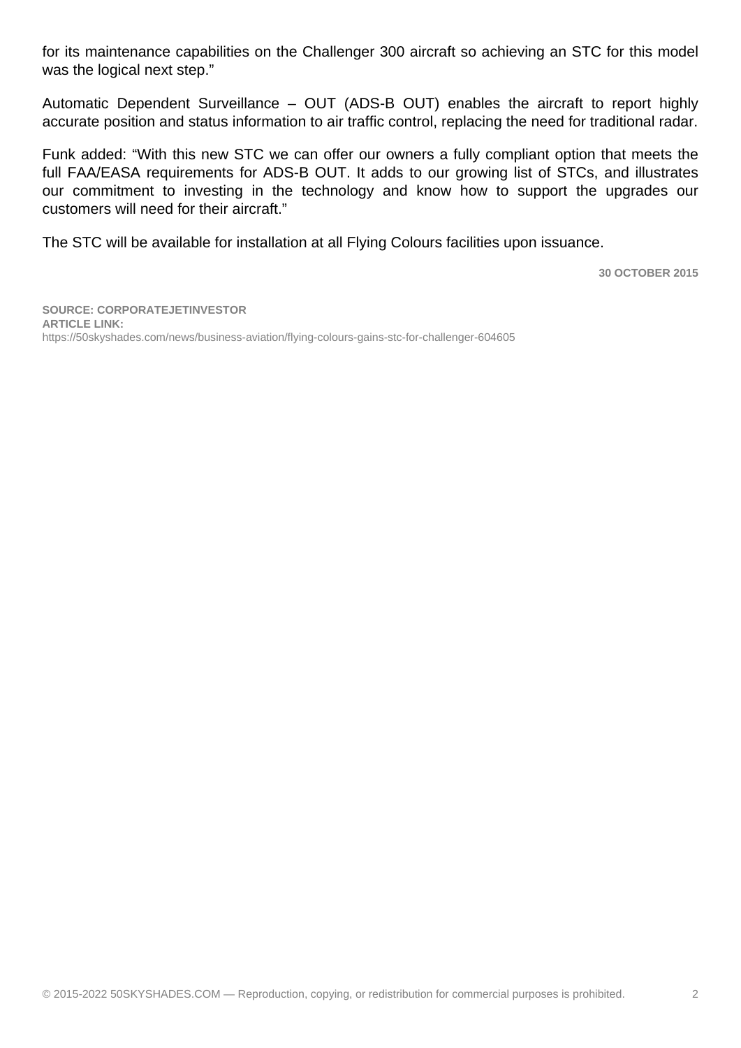for its maintenance capabilities on the Challenger 300 aircraft so achieving an STC for this model was the logical next step."

Automatic Dependent Surveillance – OUT (ADS-B OUT) enables the aircraft to report highly accurate position and status information to air traffic control, replacing the need for traditional radar.

Funk added: "With this new STC we can offer our owners a fully compliant option that meets the full FAA/EASA requirements for ADS-B OUT. It adds to our growing list of STCs, and illustrates our commitment to investing in the technology and know how to support the upgrades our customers will need for their aircraft."

The STC will be available for installation at all Flying Colours facilities upon issuance.

**30 OCTOBER 2015**

**SOURCE: CORPORATEJETINVESTOR**
**ARTICLE LINK:**
https://50skyshades.com/news/business-aviation/flying-colours-gains-stc-for-challenger-604605